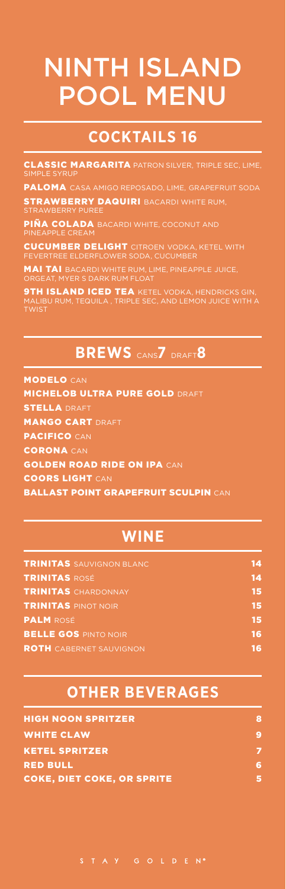# NINTH ISLAND POOL MENU

## COCKTAILS 16

**CLASSIC MARGARITA** PATRON SILVER, TRIPLE SEC, LIME, SIMPLE SYRUP

**PALOMA** CASA AMIGO REPOSADO, LIME, GRAPEFRUIT SODA

**STRAWBERRY DAQUIRI** BACARDI WHITE RUM, STRAWBERRY PUREE

**PIÑA COLADA** BACARDI WHITE, COCONUT AND PINEAPPLE CREAM

**CUCUMBER DELIGHT** CITROEN VODKA, KETEL WITH FEVERTREE ELDERFLOWER SODA, CUCUMBER

**MAI TAI** BACARDI WHITE RUM, LIME, PINEAPPLE JUICE, ORGEAT, MYER S DARK RUM FLOAT

**9TH ISLAND ICED TEA** KETEL VODKA, HENDRICKS GIN, MALIBU RUM, TEQUILA , TRIPLE SEC, AND LEMON JUICE WITH A TWIST

## BREWS CANS **7** DRAFT **8**

**MODELO** CAN

**MICHELOB ULTRA PURE GOLD** DRAFT

**STELLA** DRAFT

**MANGO CART** DRAFT

**PACIFICO** CAN

**CORONA** CAN

**GOLDEN ROAD RIDE ON IPA** CAN

**COORS LIGHT** CAN

**BALLAST POINT GRAPEFRUIT SCULPIN** CAN

## WINE

| | |
|---|---|
| **TRINITAS** SAUVIGNON BLANC | 14 |
| **TRINITAS** ROSÉ | 14 |
| **TRINITAS** CHARDONNAY | 15 |
| **TRINITAS** PINOT NOIR | 15 |
| **PALM** ROSÉ | 15 |
| **BELLE GOS** PINTO NOIR | 16 |
| **ROTH** CABERNET SAUVIGNON | 16 |

## OTHER BEVERAGES

| | |
|---|---|
| **HIGH NOON SPRITZER** | 8 |
| **WHITE CLAW** | 9 |
| **KETEL SPRITZER** | 7 |
| **RED BULL** | 6 |
| **COKE, DIET COKE, OR SPRITE** | 5 |

STAY GOLDEN®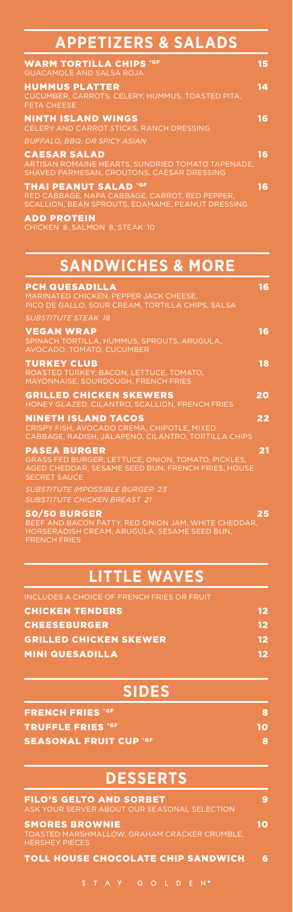## APPETIZERS & SALADS

**WARM TORTILLA CHIPS** *GF **15**
GUACAMOLE AND SALSA ROJA

**HUMMUS PLATTER** **14**
CUCUMBER, CARROTS, CELERY, HUMMUS, TOASTED PITA, FETA CHEESE

**NINTH ISLAND WINGS** **16**
CELERY AND CARROT STICKS, RANCH DRESSING
*BUFFALO, BBQ, OR SPICY ASIAN*

**CAESAR SALAD** **16**
ARTISAN ROMAINE HEARTS, SUNDRIED TOMATO TAPENADE, SHAVED PARMESAN, CROUTONS, CAESAR DRESSING

**THAI PEANUT SALAD** *GF **16**
RED CABBAGE, NAPA CABBAGE, CARROT, RED PEPPER, SCALLION, BEAN SPROUTS, EDAMAME, PEANUT DRESSING

**ADD PROTEIN**
CHICKEN 8, SALMON 8, STEAK 10

## SANDWICHES & MORE

**PCH QUESADILLA** **16**
MARINATED CHICKEN, PEPPER JACK CHEESE, PICO DE GALLO, SOUR CREAM, TORTILLA CHIPS, SALSA
*SUBSTITUTE STEAK 18*

**VEGAN WRAP** **16**
SPINACH TORTILLA, HUMMUS, SPROUTS, ARUGULA, AVOCADO, TOMATO, CUCUMBER

**TURKEY CLUB** **18**
ROASTED TURKEY, BACON, LETTUCE, TOMATO, MAYONNAISE, SOURDOUGH, FRENCH FRIES

**GRILLED CHICKEN SKEWERS** **20**
HONEY GLAZED, CILANTRO, SCALLION, FRENCH FRIES

**NINETH ISLAND TACOS** **22**
CRISPY FISH, AVOCADO CREMA, CHIPOTLE, MIXED CABBAGE, RADISH, JALAPENO, CILANTRO, TORTILLA CHIPS

**PASEA BURGER** **21**
GRASS FED BURGER, LETTUCE, ONION, TOMATO, PICKLES, AGED CHEDDAR, SESAME SEED BUN, FRENCH FRIES, HOUSE SECRET SAUCE
*SUBSTITUTE IMPOSSIBLE BURGER 23*
*SUBSTITUTE CHICKEN BREAST 21*

**50/50 BURGER** **25**
BEEF AND BACON PATTY, RED ONION JAM, WHITE CHEDDAR, HORSERADISH CREAM, ARUGULA, SESAME SEED BUN, FRENCH FRIES

## LITTLE WAVES

INCLUDES A CHOICE OF FRENCH FRIES OR FRUIT

**CHICKEN TENDERS** **12**

**CHEESEBURGER** **12**

**GRILLED CHICKEN SKEWER** **12**

**MINI QUESADILLA** **12**

## SIDES

**FRENCH FRIES** *GF **8**

**TRUFFLE FRIES** *GF **10**

**SEASONAL FRUIT CUP** *GF **8**

## DESSERTS

**FILO'S GELTO AND SORBET** **9**
ASK YOUR SERVER ABOUT OUR SEASONAL SELECTION

**SMORES BROWNIE** **10**
TOASTED MARSHMALLOW, GRAHAM CRACKER CRUMBLE, HERSHEY PIECES

**TOLL HOUSE CHOCOLATE CHIP SANDWICH** **6**

STAY GOLDEN®